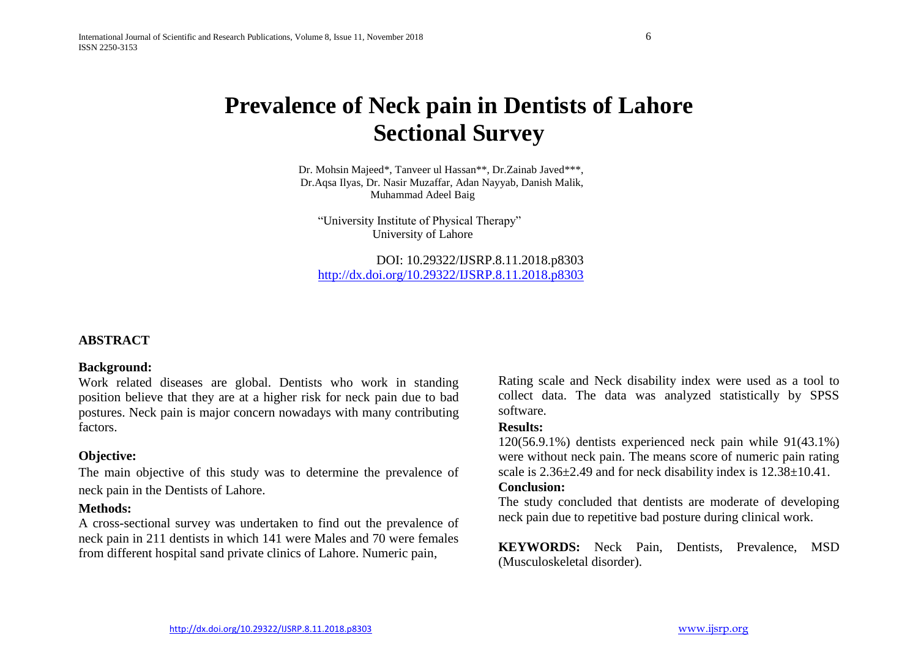# Prevalence of Neck pain in Dentists of Lahore Sectional Survey

Dr. Mohsin Majeed*, Tanveer ul Hassan**, Dr.Zainab Javed***, Dr.Aqsa Ilyas, Dr. Nasir Muzaffar, Adan Nayyab, Danish Malik, Muhammad Adeel Baig

"University Institute of Physical Therapy"
University of Lahore

DOI: 10.29322/IJSRP.8.11.2018.p8303
http://dx.doi.org/10.29322/IJSRP.8.11.2018.p8303

## ABSTRACT

**Background:**

Work related diseases are global. Dentists who work in standing position believe that they are at a higher risk for neck pain due to bad postures. Neck pain is major concern nowadays with many contributing factors.

**Objective:**

The main objective of this study was to determine the prevalence of neck pain in the Dentists of Lahore.

**Methods:**

A cross-sectional survey was undertaken to find out the prevalence of neck pain in 211 dentists in which 141 were Males and 70 were females from different hospital sand private clinics of Lahore. Numeric pain, Rating scale and Neck disability index were used as a tool to collect data. The data was analyzed statistically by SPSS software.

**Results:**

120(56.9.1%) dentists experienced neck pain while 91(43.1%) were without neck pain. The means score of numeric pain rating scale is 2.36±2.49 and for neck disability index is 12.38±10.41.

**Conclusion:**

The study concluded that dentists are moderate of developing neck pain due to repetitive bad posture during clinical work.

**KEYWORDS:** Neck Pain, Dentists, Prevalence, MSD (Musculoskeletal disorder).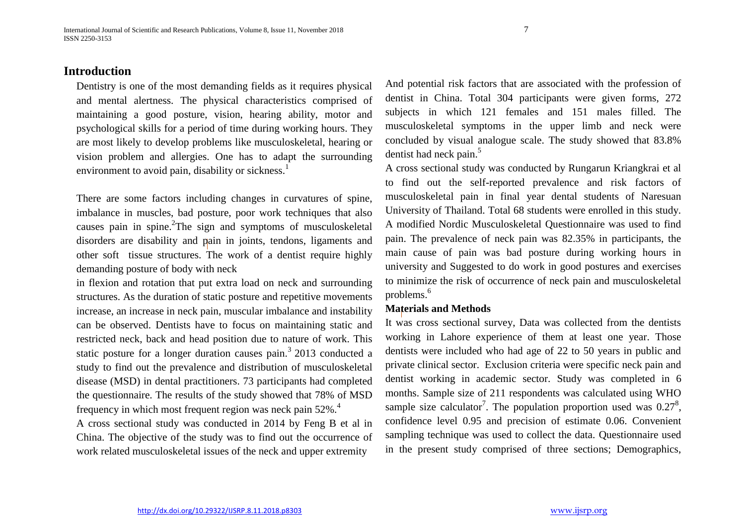## Introduction

Dentistry is one of the most demanding fields as it requires physical and mental alertness. The physical characteristics comprised of maintaining a good posture, vision, hearing ability, motor and psychological skills for a period of time during working hours. They are most likely to develop problems like musculoskeletal, hearing or vision problem and allergies. One has to adapt the surrounding environment to avoid pain, disability or sickness.[1]

There are some factors including changes in curvatures of spine, imbalance in muscles, bad posture, poor work techniques that also causes pain in spine.[2]The sign and symptoms of musculoskeletal disorders are disability and pain in joints, tendons, ligaments and other soft tissue structures. The work of a dentist require highly demanding posture of body with neck

in flexion and rotation that put extra load on neck and surrounding structures. As the duration of static posture and repetitive movements increase, an increase in neck pain, muscular imbalance and instability can be observed. Dentists have to focus on maintaining static and restricted neck, back and head position due to nature of work. This static posture for a longer duration causes pain.[3] 2013 conducted a study to find out the prevalence and distribution of musculoskeletal disease (MSD) in dental practitioners. 73 participants had completed the questionnaire. The results of the study showed that 78% of MSD frequency in which most frequent region was neck pain 52%.[4]

A cross sectional study was conducted in 2014 by Feng B et al in China. The objective of the study was to find out the occurrence of work related musculoskeletal issues of the neck and upper extremity And potential risk factors that are associated with the profession of dentist in China. Total 304 participants were given forms, 272 subjects in which 121 females and 151 males filled. The musculoskeletal symptoms in the upper limb and neck were concluded by visual analogue scale. The study showed that 83.8% dentist had neck pain.[5]

A cross sectional study was conducted by Rungarun Kriangkrai et al to find out the self-reported prevalence and risk factors of musculoskeletal pain in final year dental students of Naresuan University of Thailand. Total 68 students were enrolled in this study. A modified Nordic Musculoskeletal Questionnaire was used to find pain. The prevalence of neck pain was 82.35% in participants, the main cause of pain was bad posture during working hours in university and Suggested to do work in good postures and exercises to minimize the risk of occurrence of neck pain and musculoskeletal problems.[6]

### Materials and Methods

It was cross sectional survey, Data was collected from the dentists working in Lahore experience of them at least one year. Those dentists were included who had age of 22 to 50 years in public and private clinical sector. Exclusion criteria were specific neck pain and dentist working in academic sector. Study was completed in 6 months. Sample size of 211 respondents was calculated using WHO sample size calculator[7]. The population proportion used was 0.27[8], confidence level 0.95 and precision of estimate 0.06. Convenient sampling technique was used to collect the data. Questionnaire used in the present study comprised of three sections; Demographics,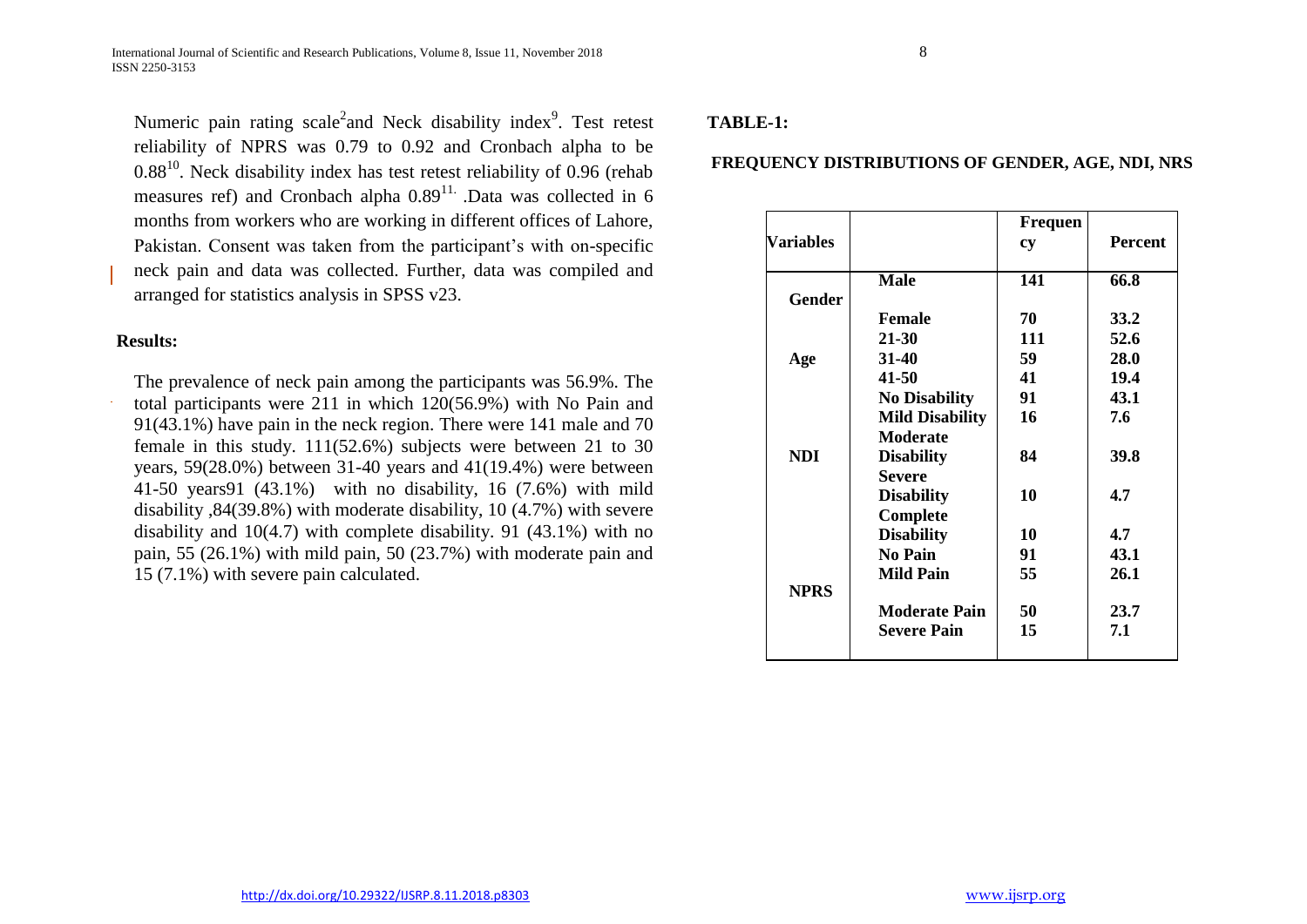Numeric pain rating scale[2] and Neck disability index[9]. Test retest reliability of NPRS was 0.79 to 0.92 and Cronbach alpha to be 0.88[10]. Neck disability index has test retest reliability of 0.96 (rehab measures ref) and Cronbach alpha 0.89[11.] .Data was collected in 6 months from workers who are working in different offices of Lahore, Pakistan. Consent was taken from the participant's with on-specific neck pain and data was collected. Further, data was compiled and arranged for statistics analysis in SPSS v23.

**Results:**

The prevalence of neck pain among the participants was 56.9%. The total participants were 211 in which 120(56.9%) with No Pain and 91(43.1%) have pain in the neck region. There were 141 male and 70 female in this study. 111(52.6%) subjects were between 21 to 30 years, 59(28.0%) between 31-40 years and 41(19.4%) were between 41-50 years91 (43.1%) with no disability, 16 (7.6%) with mild disability ,84(39.8%) with moderate disability, 10 (4.7%) with severe disability and 10(4.7) with complete disability. 91 (43.1%) with no pain, 55 (26.1%) with mild pain, 50 (23.7%) with moderate pain and 15 (7.1%) with severe pain calculated.

**TABLE-1:**

**FREQUENCY DISTRIBUTIONS OF GENDER, AGE, NDI, NRS**

| Variables | | Frequency | Percent |
|---|---|---|---|
| Gender | Male | 141 | 66.8 |
| | Female | 70 | 33.2 |
| Age | 21-30 | 111 | 52.6 |
| | 31-40 | 59 | 28.0 |
| | 41-50 | 41 | 19.4 |
| NDI | No Disability | 91 | 43.1 |
| | Mild Disability | 16 | 7.6 |
| | Moderate Disability | 84 | 39.8 |
| | Severe Disability | 10 | 4.7 |
| | Complete Disability | 10 | 4.7 |
| NPRS | No Pain | 91 | 43.1 |
| | Mild Pain | 55 | 26.1 |
| | Moderate Pain | 50 | 23.7 |
| | Severe Pain | 15 | 7.1 |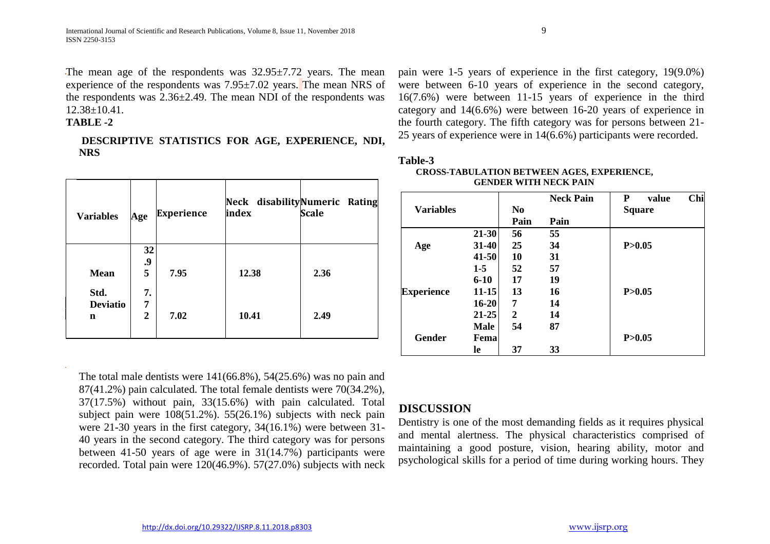The mean age of the respondents was 32.95±7.72 years. The mean experience of the respondents was 7.95±7.02 years. The mean NRS of the respondents was 2.36±2.49. The mean NDI of the respondents was 12.38±10.41.

**TABLE -2**

**DESCRIPTIVE STATISTICS FOR AGE, EXPERIENCE, NDI, NRS**

| Variables | Age | Experience | Neck disability index | Numeric Rating Scale |
|---|---|---|---|---|
| **Mean** | **32.95** | **7.95** | **12.38** | **2.36** |
| **Std. Deviation** | **7.72** | **7.02** | **10.41** | **2.49** |

The total male dentists were 141(66.8%), 54(25.6%) was no pain and 87(41.2%) pain calculated. The total female dentists were 70(34.2%), 37(17.5%) without pain, 33(15.6%) with pain calculated. Total subject pain were 108(51.2%). 55(26.1%) subjects with neck pain were 21-30 years in the first category, 34(16.1%) were between 31-40 years in the second category. The third category was for persons between 41-50 years of age were in 31(14.7%) participants were recorded. Total pain were 120(46.9%). 57(27.0%) subjects with neck pain were 1-5 years of experience in the first category, 19(9.0%) were between 6-10 years of experience in the second category, 16(7.6%) were between 11-15 years of experience in the third category and 14(6.6%) were between 16-20 years of experience in the fourth category. The fifth category was for persons between 21-25 years of experience were in 14(6.6%) participants were recorded.

**Table-3**

**CROSS-TABULATION BETWEEN AGES, EXPERIENCE, GENDER WITH NECK PAIN**

| Variables | | Neck Pain | | P value Chi Square |
|---|---|---|---|---|
| | | No Pain | Pain | |
| **Age** | **21-30** | **56** | **55** | **P>0.05** |
| | **31-40** | **25** | **34** | |
| | **41-50** | **10** | **31** | |
| **Experience** | **1-5** | **52** | **57** | **P>0.05** |
| | **6-10** | **17** | **19** | |
| | **11-15** | **13** | **16** | |
| | **16-20** | **7** | **14** | |
| | **21-25** | **2** | **14** | |
| **Gender** | **Male** | **54** | **87** | **P>0.05** |
| | **Female** | **37** | **33** | |

## DISCUSSION

Dentistry is one of the most demanding fields as it requires physical and mental alertness. The physical characteristics comprised of maintaining a good posture, vision, hearing ability, motor and psychological skills for a period of time during working hours. They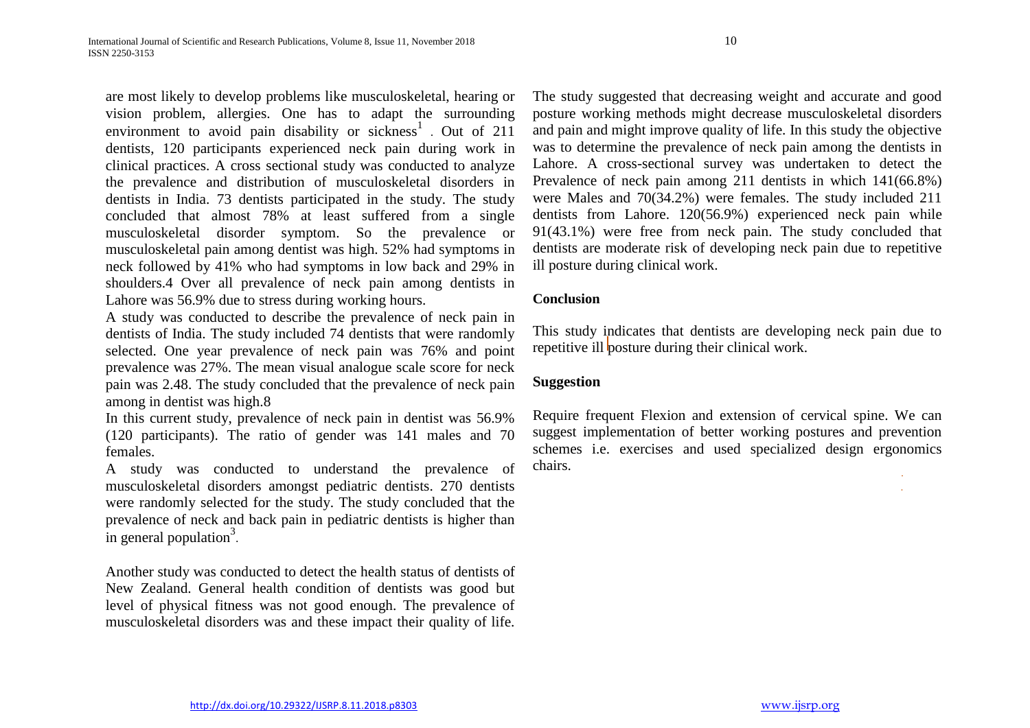are most likely to develop problems like musculoskeletal, hearing or vision problem, allergies. One has to adapt the surrounding environment to avoid pain disability or sickness[1] . Out of 211 dentists, 120 participants experienced neck pain during work in clinical practices. A cross sectional study was conducted to analyze the prevalence and distribution of musculoskeletal disorders in dentists in India. 73 dentists participated in the study. The study concluded that almost 78% at least suffered from a single musculoskeletal disorder symptom. So the prevalence or musculoskeletal pain among dentist was high. 52% had symptoms in neck followed by 41% who had symptoms in low back and 29% in shoulders.4 Over all prevalence of neck pain among dentists in Lahore was 56.9% due to stress during working hours.

A study was conducted to describe the prevalence of neck pain in dentists of India. The study included 74 dentists that were randomly selected. One year prevalence of neck pain was 76% and point prevalence was 27%. The mean visual analogue scale score for neck pain was 2.48. The study concluded that the prevalence of neck pain among in dentist was high.8

In this current study, prevalence of neck pain in dentist was 56.9% (120 participants). The ratio of gender was 141 males and 70 females.

A study was conducted to understand the prevalence of musculoskeletal disorders amongst pediatric dentists. 270 dentists were randomly selected for the study. The study concluded that the prevalence of neck and back pain in pediatric dentists is higher than in general population[3].

Another study was conducted to detect the health status of dentists of New Zealand. General health condition of dentists was good but level of physical fitness was not good enough. The prevalence of musculoskeletal disorders was and these impact their quality of life. The study suggested that decreasing weight and accurate and good posture working methods might decrease musculoskeletal disorders and pain and might improve quality of life. In this study the objective was to determine the prevalence of neck pain among the dentists in Lahore. A cross-sectional survey was undertaken to detect the Prevalence of neck pain among 211 dentists in which 141(66.8%) were Males and 70(34.2%) were females. The study included 211 dentists from Lahore. 120(56.9%) experienced neck pain while 91(43.1%) were free from neck pain. The study concluded that dentists are moderate risk of developing neck pain due to repetitive ill posture during clinical work.

**Conclusion**

This study indicates that dentists are developing neck pain due to repetitive ill posture during their clinical work.

**Suggestion**

Require frequent Flexion and extension of cervical spine. We can suggest implementation of better working postures and prevention schemes i.e. exercises and used specialized design ergonomics chairs.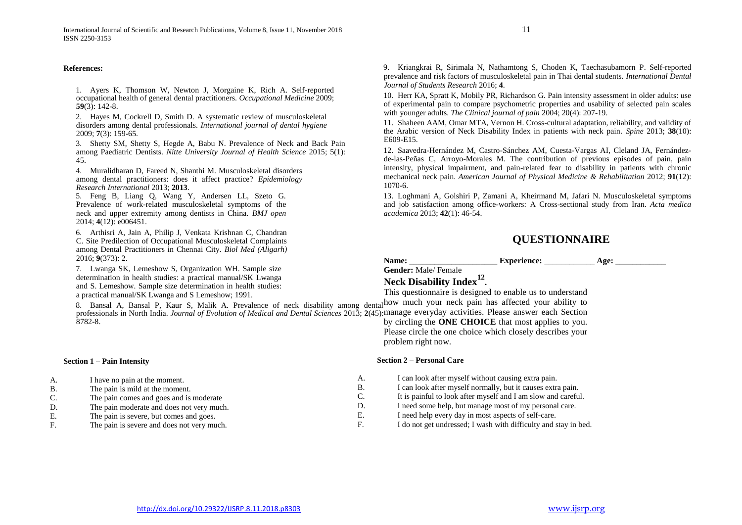**References:**

1. Ayers K, Thomson W, Newton J, Morgaine K, Rich A. Self-reported occupational health of general dental practitioners. *Occupational Medicine* 2009; **59**(3): 142-8.

2. Hayes M, Cockrell D, Smith D. A systematic review of musculoskeletal disorders among dental professionals. *International journal of dental hygiene* 2009; **7**(3): 159-65.

3. Shetty SM, Shetty S, Hegde A, Babu N. Prevalence of Neck and Back Pain among Paediatric Dentists. *Nitte University Journal of Health Science* 2015; 5(1): 45.

4. Muralidharan D, Fareed N, Shanthi M. Musculoskeletal disorders among dental practitioners: does it affect practice? *Epidemiology Research International* 2013; **2013**.

5. Feng B, Liang Q, Wang Y, Andersen LL, Szeto G. Prevalence of work-related musculoskeletal symptoms of the neck and upper extremity among dentists in China. *BMJ open* 2014; **4**(12): e006451.

6. Arthisri A, Jain A, Philip J, Venkata Krishnan C, Chandran C. Site Predilection of Occupational Musculoskeletal Complaints among Dental Practitioners in Chennai City. *Biol Med (Aligarh)* 2016; **9**(373): 2.

7. Lwanga SK, Lemeshow S, Organization WH. Sample size determination in health studies: a practical manual/SK Lwanga and S. Lemeshow. Sample size determination in health studies: a practical manual/SK Lwanga and S Lemeshow; 1991.

8. Bansal A, Bansal P, Kaur S, Malik A. Prevalence of neck disability among dental professionals in North India. *Journal of Evolution of Medical and Dental Sciences* 2013; **2**(45): 8782-8.

9. Kriangkrai R, Sirimala N, Nathamtong S, Choden K, Taechasubamorn P. Self-reported prevalence and risk factors of musculoskeletal pain in Thai dental students. *International Dental Journal of Students Research* 2016; **4**.

10. Herr KA, Spratt K, Mobily PR, Richardson G. Pain intensity assessment in older adults: use of experimental pain to compare psychometric properties and usability of selected pain scales with younger adults. *The Clinical journal of pain* 2004; 20(4): 207-19.

11. Shaheen AAM, Omar MTA, Vernon H. Cross-cultural adaptation, reliability, and validity of the Arabic version of Neck Disability Index in patients with neck pain. *Spine* 2013; **38**(10): E609-E15.

12. Saavedra-Hernández M, Castro-Sánchez AM, Cuesta-Vargas AI, Cleland JA, Fernández-de-las-Peñas C, Arroyo-Morales M. The contribution of previous episodes of pain, pain intensity, physical impairment, and pain-related fear to disability in patients with chronic mechanical neck pain. *American Journal of Physical Medicine & Rehabilitation* 2012; **91**(12): 1070-6.

13. Loghmani A, Golshiri P, Zamani A, Kheirmand M, Jafari N. Musculoskeletal symptoms and job satisfaction among office-workers: A Cross-sectional study from Iran. *Acta medica academica* 2013; **42**(1): 46-54.

## QUESTIONNAIRE

**Name:** ____________________ **Experience:** ____________ **Age:** ____________

**Gender:** Male/ Female

### Neck Disability Index[12].

This questionnaire is designed to enable us to understand how much your neck pain has affected your ability to manage everyday activities. Please answer each Section by circling the **ONE CHOICE** that most applies to you. Please circle the one choice which closely describes your problem right now.

**Section 1 – Pain Intensity**

A. I have no pain at the moment.
B. The pain is mild at the moment.
C. The pain comes and goes and is moderate
D. The pain moderate and does not very much.
E. The pain is severe, but comes and goes.
F. The pain is severe and does not very much.

**Section 2 – Personal Care**

A. I can look after myself without causing extra pain.
B. I can look after myself normally, but it causes extra pain.
C. It is painful to look after myself and I am slow and careful.
D. I need some help, but manage most of my personal care.
E. I need help every day in most aspects of self-care.
F. I do not get undressed; I wash with difficulty and stay in bed.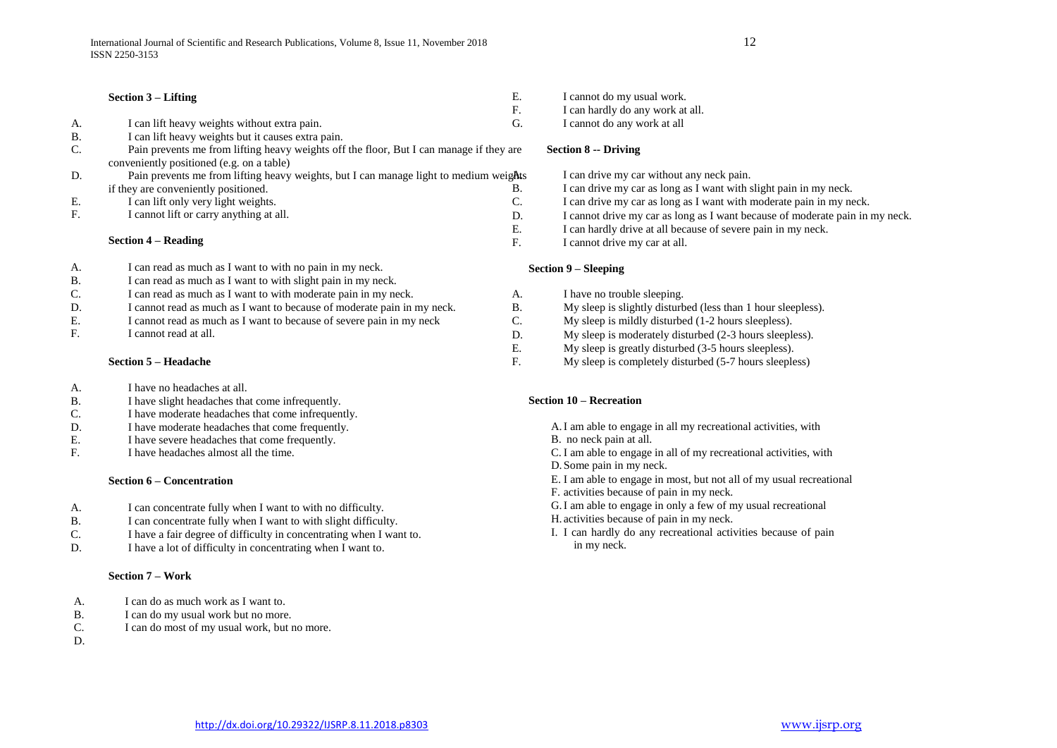**Section 3 – Lifting**

A. I can lift heavy weights without extra pain.
B. I can lift heavy weights but it causes extra pain.
C. Pain prevents me from lifting heavy weights off the floor, But I can manage if they are conveniently positioned (e.g. on a table)
D. Pain prevents me from lifting heavy weights, but I can manage light to medium weights if they are conveniently positioned.
E. I can lift only very light weights.
F. I cannot lift or carry anything at all.

**Section 4 – Reading**

A. I can read as much as I want to with no pain in my neck.
B. I can read as much as I want to with slight pain in my neck.
C. I can read as much as I want to with moderate pain in my neck.
D. I cannot read as much as I want to because of moderate pain in my neck.
E. I cannot read as much as I want to because of severe pain in my neck
F. I cannot read at all.

**Section 5 – Headache**

A. I have no headaches at all.
B. I have slight headaches that come infrequently.
C. I have moderate headaches that come infrequently.
D. I have moderate headaches that come frequently.
E. I have severe headaches that come frequently.
F. I have headaches almost all the time.

**Section 6 – Concentration**

A. I can concentrate fully when I want to with no difficulty.
B. I can concentrate fully when I want to with slight difficulty.
C. I have a fair degree of difficulty in concentrating when I want to.
D. I have a lot of difficulty in concentrating when I want to.

**Section 7 – Work**

A. I can do as much work as I want to.
B. I can do my usual work but no more.
C. I can do most of my usual work, but no more.
D.
E. I cannot do my usual work.
F. I can hardly do any work at all.
G. I cannot do any work at all

**Section 8 -- Driving**

A. I can drive my car without any neck pain.
B. I can drive my car as long as I want with slight pain in my neck.
C. I can drive my car as long as I want with moderate pain in my neck.
D. I cannot drive my car as long as I want because of moderate pain in my neck.
E. I can hardly drive at all because of severe pain in my neck.
F. I cannot drive my car at all.

**Section 9 – Sleeping**

A. I have no trouble sleeping.
B. My sleep is slightly disturbed (less than 1 hour sleepless).
C. My sleep is mildly disturbed (1-2 hours sleepless).
D. My sleep is moderately disturbed (2-3 hours sleepless).
E. My sleep is greatly disturbed (3-5 hours sleepless).
F. My sleep is completely disturbed (5-7 hours sleepless)

**Section 10 – Recreation**

A. I am able to engage in all my recreational activities, with
B. no neck pain at all.
C. I am able to engage in all of my recreational activities, with
D. Some pain in my neck.
E. I am able to engage in most, but not all of my usual recreational
F. activities because of pain in my neck.
G. I am able to engage in only a few of my usual recreational
H. activities because of pain in my neck.
I. I can hardly do any recreational activities because of pain in my neck.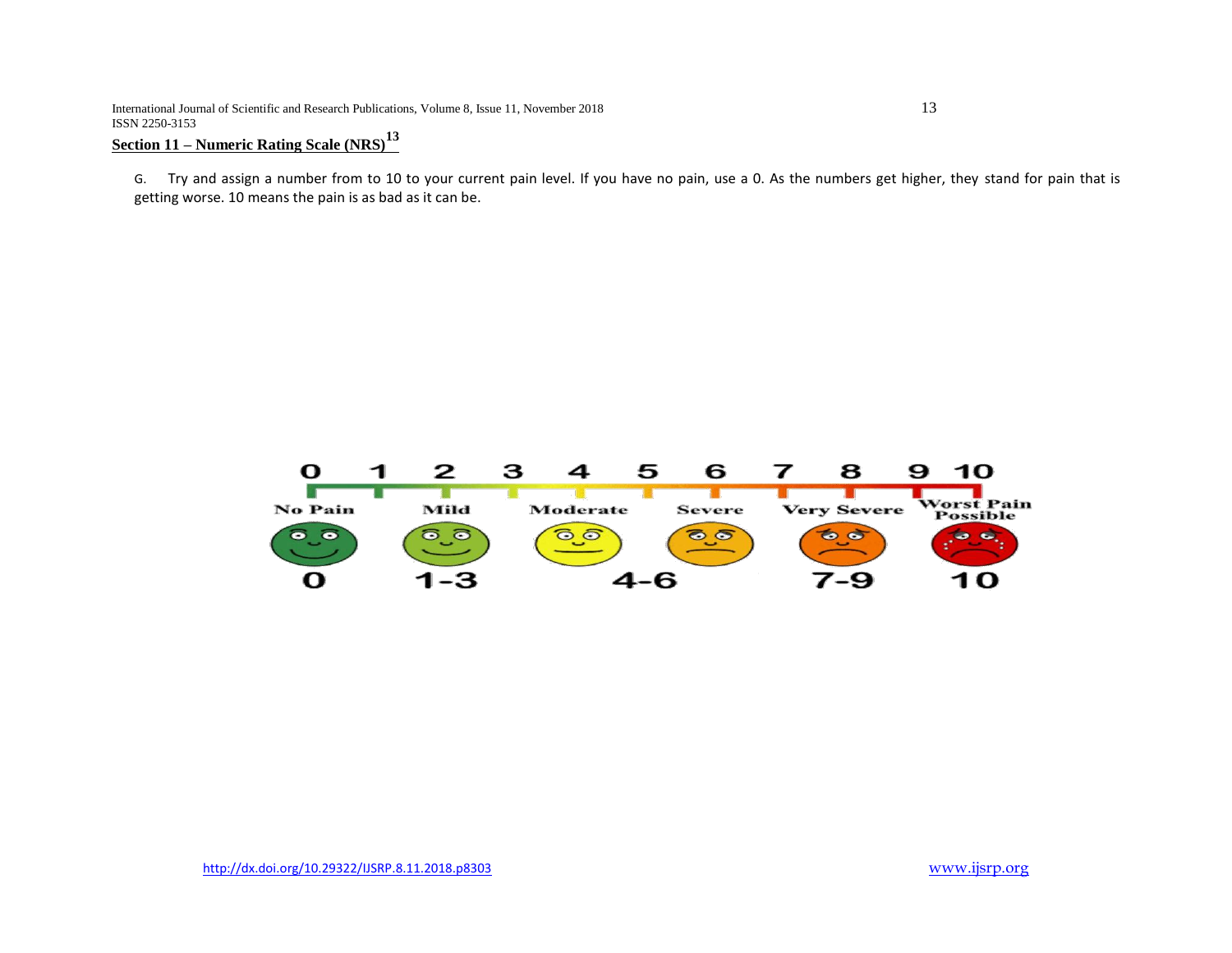**Section 11 – Numeric Rating Scale (NRS)[13]**

G. Try and assign a number from to 10 to your current pain level. If you have no pain, use a 0. As the numbers get higher, they stand for pain that is getting worse. 10 means the pain is as bad as it can be.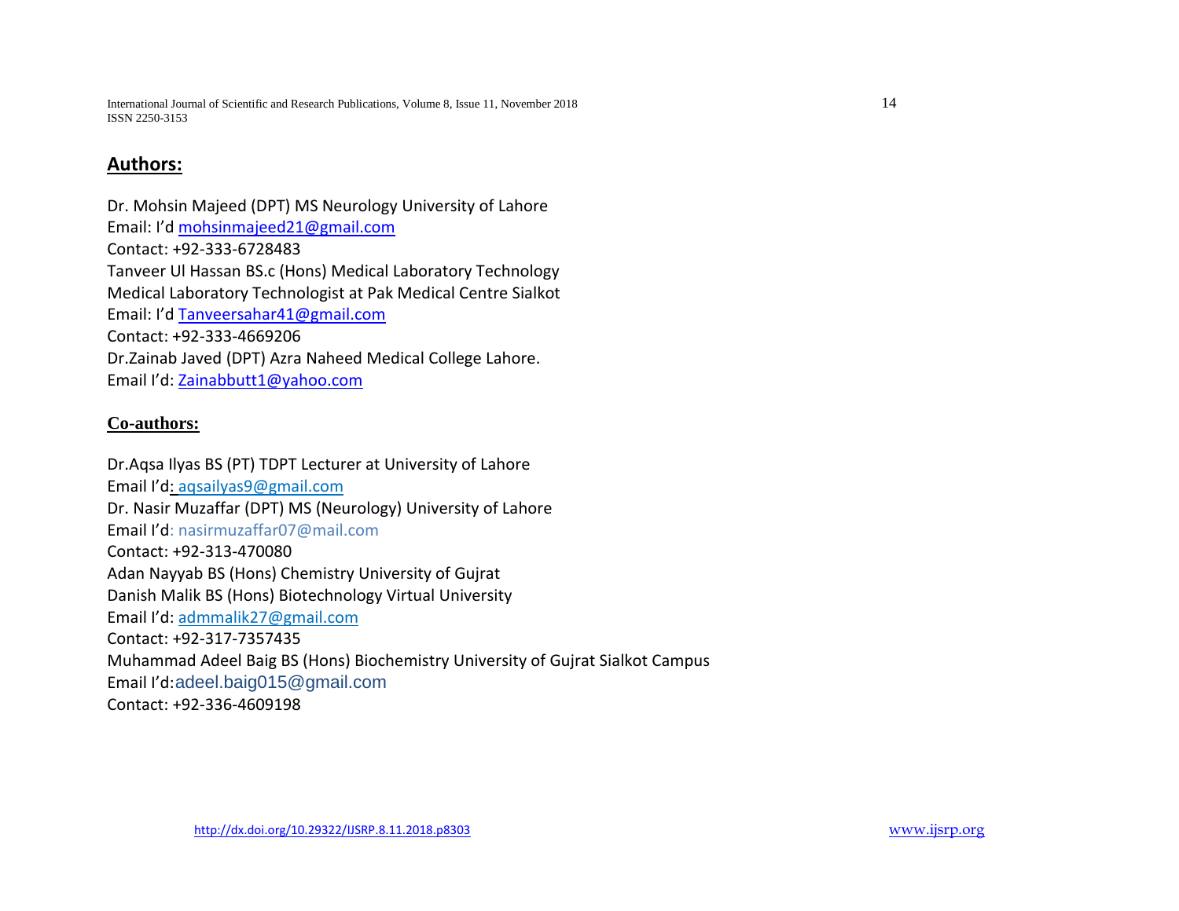## Authors:

Dr. Mohsin Majeed (DPT) MS Neurology University of Lahore
Email: I'd mohsinmajeed21@gmail.com
Contact: +92-333-6728483
Tanveer Ul Hassan BS.c (Hons) Medical Laboratory Technology
Medical Laboratory Technologist at Pak Medical Centre Sialkot
Email: I'd Tanveersahar41@gmail.com
Contact: +92-333-4669206
Dr.Zainab Javed (DPT) Azra Naheed Medical College Lahore.
Email I'd: Zainabbutt1@yahoo.com

## Co-authors:

Dr.Aqsa Ilyas BS (PT) TDPT Lecturer at University of Lahore
Email I'd: aqsailyas9@gmail.com
Dr. Nasir Muzaffar (DPT) MS (Neurology) University of Lahore
Email I'd: nasirmuzaffar07@mail.com
Contact: +92-313-470080
Adan Nayyab BS (Hons) Chemistry University of Gujrat
Danish Malik BS (Hons) Biotechnology Virtual University
Email I'd: admmalik27@gmail.com
Contact: +92-317-7357435
Muhammad Adeel Baig BS (Hons) Biochemistry University of Gujrat Sialkot Campus
Email I'd:adeel.baig015@gmail.com
Contact: +92-336-4609198